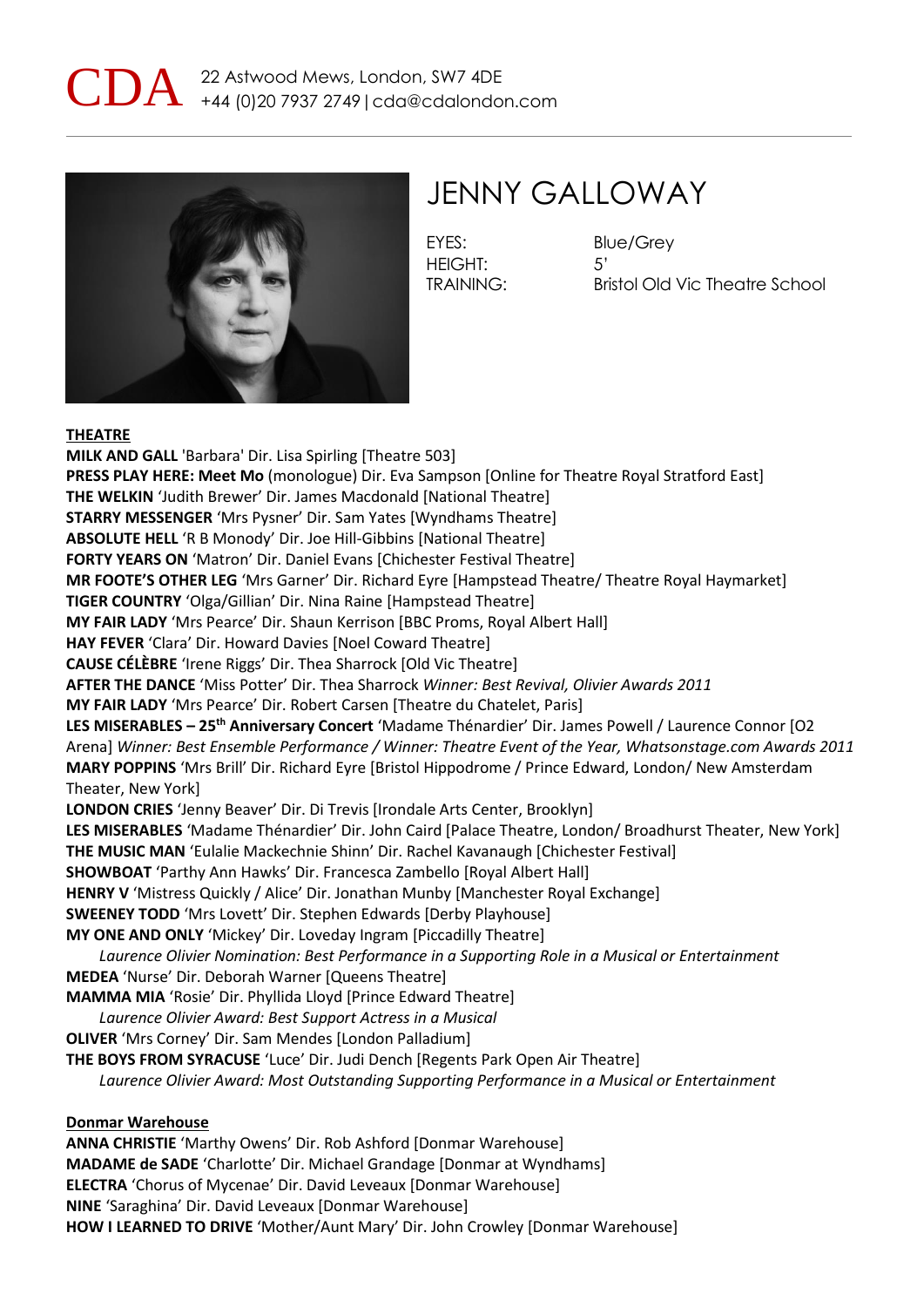CDA 22 Astwood Mews, London, SW7 4DE
+44 (0)20 7937 2749 | cda@cdalondon.com

# JENNY GALLOWAY

EYES: Blue/Grey
HEIGHT: 5'
TRAINING: Bristol Old Vic Theatre School

**THEATRE**

**MILK AND GALL** 'Barbara' Dir. Lisa Spirling [Theatre 503]
**PRESS PLAY HERE: Meet Mo** (monologue) Dir. Eva Sampson [Online for Theatre Royal Stratford East]
**THE WELKIN** 'Judith Brewer' Dir. James Macdonald [National Theatre]
**STARRY MESSENGER** 'Mrs Pysner' Dir. Sam Yates [Wyndhams Theatre]
**ABSOLUTE HELL** 'R B Monody' Dir. Joe Hill-Gibbins [National Theatre]
**FORTY YEARS ON** 'Matron' Dir. Daniel Evans [Chichester Festival Theatre]
**MR FOOTE'S OTHER LEG** 'Mrs Garner' Dir. Richard Eyre [Hampstead Theatre/ Theatre Royal Haymarket]
**TIGER COUNTRY** 'Olga/Gillian' Dir. Nina Raine [Hampstead Theatre]
**MY FAIR LADY** 'Mrs Pearce' Dir. Shaun Kerrison [BBC Proms, Royal Albert Hall]
**HAY FEVER** 'Clara' Dir. Howard Davies [Noel Coward Theatre]
**CAUSE CÉLÈBRE** 'Irene Riggs' Dir. Thea Sharrock [Old Vic Theatre]
**AFTER THE DANCE** 'Miss Potter' Dir. Thea Sharrock *Winner: Best Revival, Olivier Awards 2011*
**MY FAIR LADY** 'Mrs Pearce' Dir. Robert Carsen [Theatre du Chatelet, Paris]
**LES MISERABLES – 25th Anniversary Concert** 'Madame Thénardier' Dir. James Powell / Laurence Connor [O2 Arena] *Winner: Best Ensemble Performance / Winner: Theatre Event of the Year, Whatsonstage.com Awards 2011*
**MARY POPPINS** 'Mrs Brill' Dir. Richard Eyre [Bristol Hippodrome / Prince Edward, London/ New Amsterdam Theater, New York]
**LONDON CRIES** 'Jenny Beaver' Dir. Di Trevis [Irondale Arts Center, Brooklyn]
**LES MISERABLES** 'Madame Thénardier' Dir. John Caird [Palace Theatre, London/ Broadhurst Theater, New York]
**THE MUSIC MAN** 'Eulalie Mackechnie Shinn' Dir. Rachel Kavanaugh [Chichester Festival]
**SHOWBOAT** 'Parthy Ann Hawks' Dir. Francesca Zambello [Royal Albert Hall]
**HENRY V** 'Mistress Quickly / Alice' Dir. Jonathan Munby [Manchester Royal Exchange]
**SWEENEY TODD** 'Mrs Lovett' Dir. Stephen Edwards [Derby Playhouse]
**MY ONE AND ONLY** 'Mickey' Dir. Loveday Ingram [Piccadilly Theatre]
*Laurence Olivier Nomination: Best Performance in a Supporting Role in a Musical or Entertainment*
**MEDEA** 'Nurse' Dir. Deborah Warner [Queens Theatre]
**MAMMA MIA** 'Rosie' Dir. Phyllida Lloyd [Prince Edward Theatre]
*Laurence Olivier Award: Best Support Actress in a Musical*
**OLIVER** 'Mrs Corney' Dir. Sam Mendes [London Palladium]
**THE BOYS FROM SYRACUSE** 'Luce' Dir. Judi Dench [Regents Park Open Air Theatre]
*Laurence Olivier Award: Most Outstanding Supporting Performance in a Musical or Entertainment*

**Donmar Warehouse**

**ANNA CHRISTIE** 'Marthy Owens' Dir. Rob Ashford [Donmar Warehouse]
**MADAME de SADE** 'Charlotte' Dir. Michael Grandage [Donmar at Wyndhams]
**ELECTRA** 'Chorus of Mycenae' Dir. David Leveaux [Donmar Warehouse]
**NINE** 'Saraghina' Dir. David Leveaux [Donmar Warehouse]
**HOW I LEARNED TO DRIVE** 'Mother/Aunt Mary' Dir. John Crowley [Donmar Warehouse]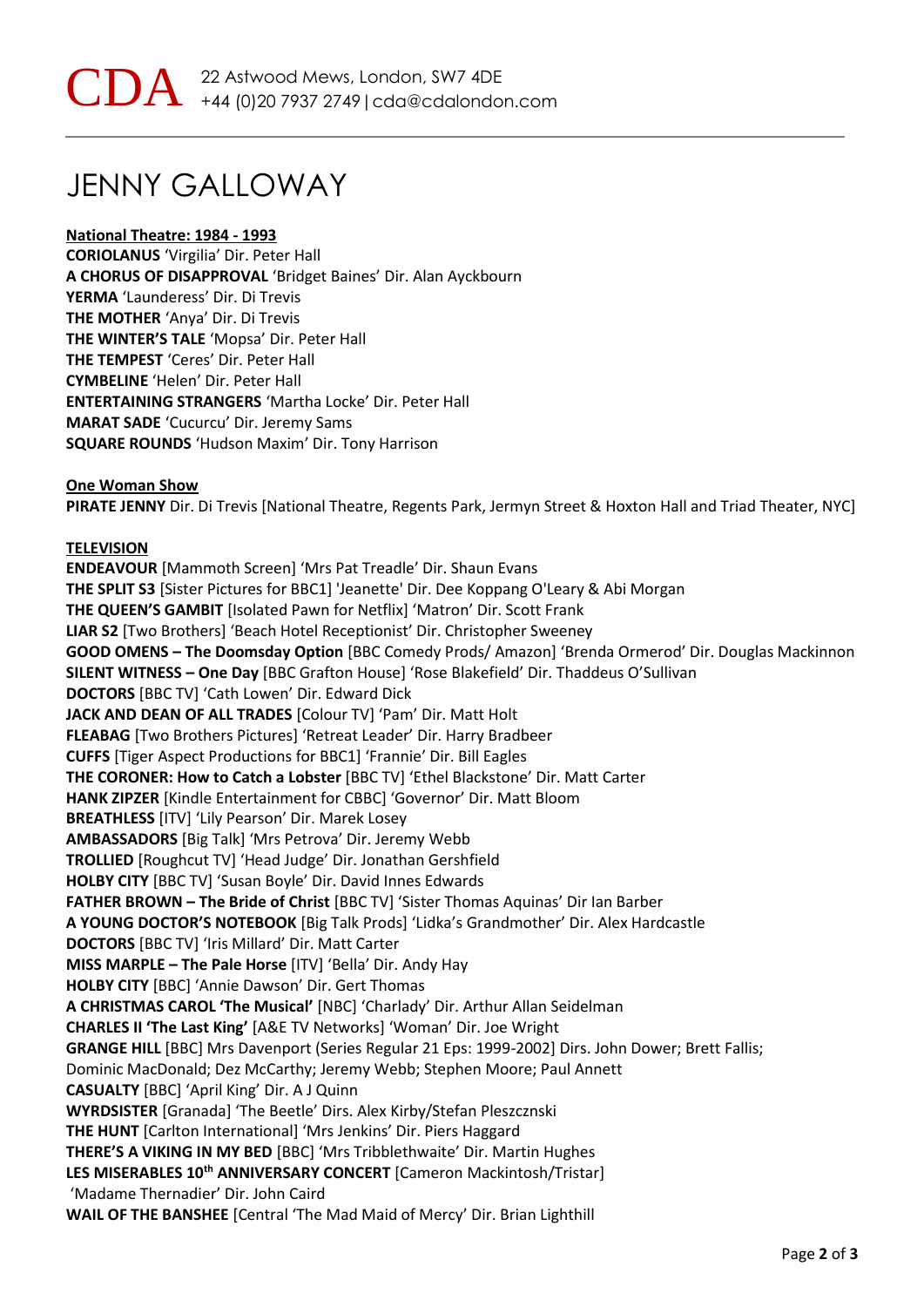CDA 22 Astwood Mews, London, SW7 4DE
+44 (0)20 7937 2749 | cda@cdalondon.com

# JENNY GALLOWAY

**National Theatre: 1984 - 1993**
**CORIOLANUS** 'Virgilia' Dir. Peter Hall
**A CHORUS OF DISAPPROVAL** 'Bridget Baines' Dir. Alan Ayckbourn
**YERMA** 'Launderess' Dir. Di Trevis
**THE MOTHER** 'Anya' Dir. Di Trevis
**THE WINTER'S TALE** 'Mopsa' Dir. Peter Hall
**THE TEMPEST** 'Ceres' Dir. Peter Hall
**CYMBELINE** 'Helen' Dir. Peter Hall
**ENTERTAINING STRANGERS** 'Martha Locke' Dir. Peter Hall
**MARAT SADE** 'Cucurcu' Dir. Jeremy Sams
**SQUARE ROUNDS** 'Hudson Maxim' Dir. Tony Harrison

**One Woman Show**
**PIRATE JENNY** Dir. Di Trevis [National Theatre, Regents Park, Jermyn Street & Hoxton Hall and Triad Theater, NYC]

**TELEVISION**
**ENDEAVOUR** [Mammoth Screen] 'Mrs Pat Treadle' Dir. Shaun Evans
**THE SPLIT S3** [Sister Pictures for BBC1] 'Jeanette' Dir. Dee Koppang O'Leary & Abi Morgan
**THE QUEEN'S GAMBIT** [Isolated Pawn for Netflix] 'Matron' Dir. Scott Frank
**LIAR S2** [Two Brothers] 'Beach Hotel Receptionist' Dir. Christopher Sweeney
**GOOD OMENS – The Doomsday Option** [BBC Comedy Prods/ Amazon] 'Brenda Ormerod' Dir. Douglas Mackinnon
**SILENT WITNESS – One Day** [BBC Grafton House] 'Rose Blakefield' Dir. Thaddeus O'Sullivan
**DOCTORS** [BBC TV] 'Cath Lowen' Dir. Edward Dick
**JACK AND DEAN OF ALL TRADES** [Colour TV] 'Pam' Dir. Matt Holt
**FLEABAG** [Two Brothers Pictures] 'Retreat Leader' Dir. Harry Bradbeer
**CUFFS** [Tiger Aspect Productions for BBC1] 'Frannie' Dir. Bill Eagles
**THE CORONER: How to Catch a Lobster** [BBC TV] 'Ethel Blackstone' Dir. Matt Carter
**HANK ZIPZER** [Kindle Entertainment for CBBC] 'Governor' Dir. Matt Bloom
**BREATHLESS** [ITV] 'Lily Pearson' Dir. Marek Losey
**AMBASSADORS** [Big Talk] 'Mrs Petrova' Dir. Jeremy Webb
**TROLLIED** [Roughcut TV] 'Head Judge' Dir. Jonathan Gershfield
**HOLBY CITY** [BBC TV] 'Susan Boyle' Dir. David Innes Edwards
**FATHER BROWN – The Bride of Christ** [BBC TV] 'Sister Thomas Aquinas' Dir Ian Barber
**A YOUNG DOCTOR'S NOTEBOOK** [Big Talk Prods] 'Lidka's Grandmother' Dir. Alex Hardcastle
**DOCTORS** [BBC TV] 'Iris Millard' Dir. Matt Carter
**MISS MARPLE – The Pale Horse** [ITV] 'Bella' Dir. Andy Hay
**HOLBY CITY** [BBC] 'Annie Dawson' Dir. Gert Thomas
**A CHRISTMAS CAROL 'The Musical'** [NBC] 'Charlady' Dir. Arthur Allan Seidelman
**CHARLES II 'The Last King'** [A&E TV Networks] 'Woman' Dir. Joe Wright
**GRANGE HILL** [BBC] Mrs Davenport (Series Regular 21 Eps: 1999-2002] Dirs. John Dower; Brett Fallis; Dominic MacDonald; Dez McCarthy; Jeremy Webb; Stephen Moore; Paul Annett
**CASUALTY** [BBC] 'April King' Dir. A J Quinn
**WYRDSISTER** [Granada] 'The Beetle' Dirs. Alex Kirby/Stefan Pleszcznski
**THE HUNT** [Carlton International] 'Mrs Jenkins' Dir. Piers Haggard
**THERE'S A VIKING IN MY BED** [BBC] 'Mrs Tribblethwaite' Dir. Martin Hughes
**LES MISERABLES 10th ANNIVERSARY CONCERT** [Cameron Mackintosh/Tristar] 'Madame Thernadier' Dir. John Caird
**WAIL OF THE BANSHEE** [Central 'The Mad Maid of Mercy' Dir. Brian Lighthill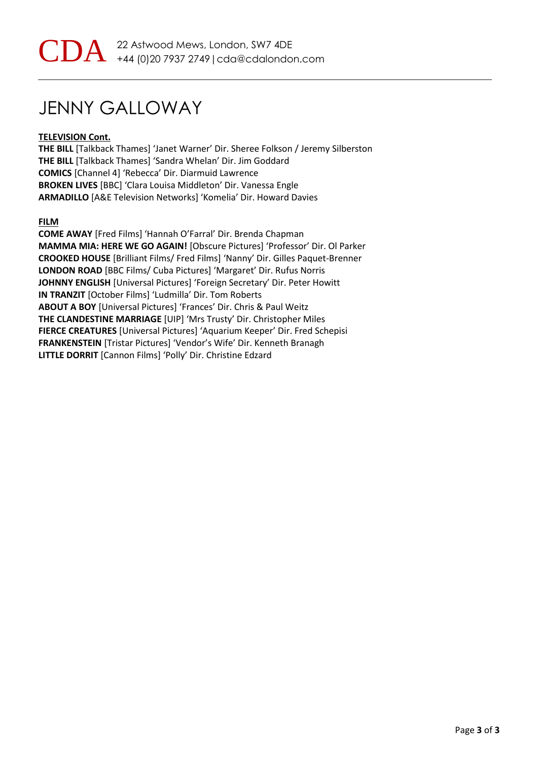CDA 22 Astwood Mews, London, SW7 4DE
+44 (0)20 7937 2749 | cda@cdalondon.com

# JENNY GALLOWAY

**TELEVISION Cont.**

**THE BILL** [Talkback Thames] 'Janet Warner' Dir. Sheree Folkson / Jeremy Silberston
**THE BILL** [Talkback Thames] 'Sandra Whelan' Dir. Jim Goddard
**COMICS** [Channel 4] 'Rebecca' Dir. Diarmuid Lawrence
**BROKEN LIVES** [BBC] 'Clara Louisa Middleton' Dir. Vanessa Engle
**ARMADILLO** [A&E Television Networks] 'Komelia' Dir. Howard Davies

**FILM**

**COME AWAY** [Fred Films] 'Hannah O'Farral' Dir. Brenda Chapman
**MAMMA MIA: HERE WE GO AGAIN!** [Obscure Pictures] 'Professor' Dir. Ol Parker
**CROOKED HOUSE** [Brilliant Films/ Fred Films] 'Nanny' Dir. Gilles Paquet-Brenner
**LONDON ROAD** [BBC Films/ Cuba Pictures] 'Margaret' Dir. Rufus Norris
**JOHNNY ENGLISH** [Universal Pictures] 'Foreign Secretary' Dir. Peter Howitt
**IN TRANZIT** [October Films] 'Ludmilla' Dir. Tom Roberts
**ABOUT A BOY** [Universal Pictures] 'Frances' Dir. Chris & Paul Weitz
**THE CLANDESTINE MARRIAGE** [UIP] 'Mrs Trusty' Dir. Christopher Miles
**FIERCE CREATURES** [Universal Pictures] 'Aquarium Keeper' Dir. Fred Schepisi
**FRANKENSTEIN** [Tristar Pictures] 'Vendor's Wife' Dir. Kenneth Branagh
**LITTLE DORRIT** [Cannon Films] 'Polly' Dir. Christine Edzard